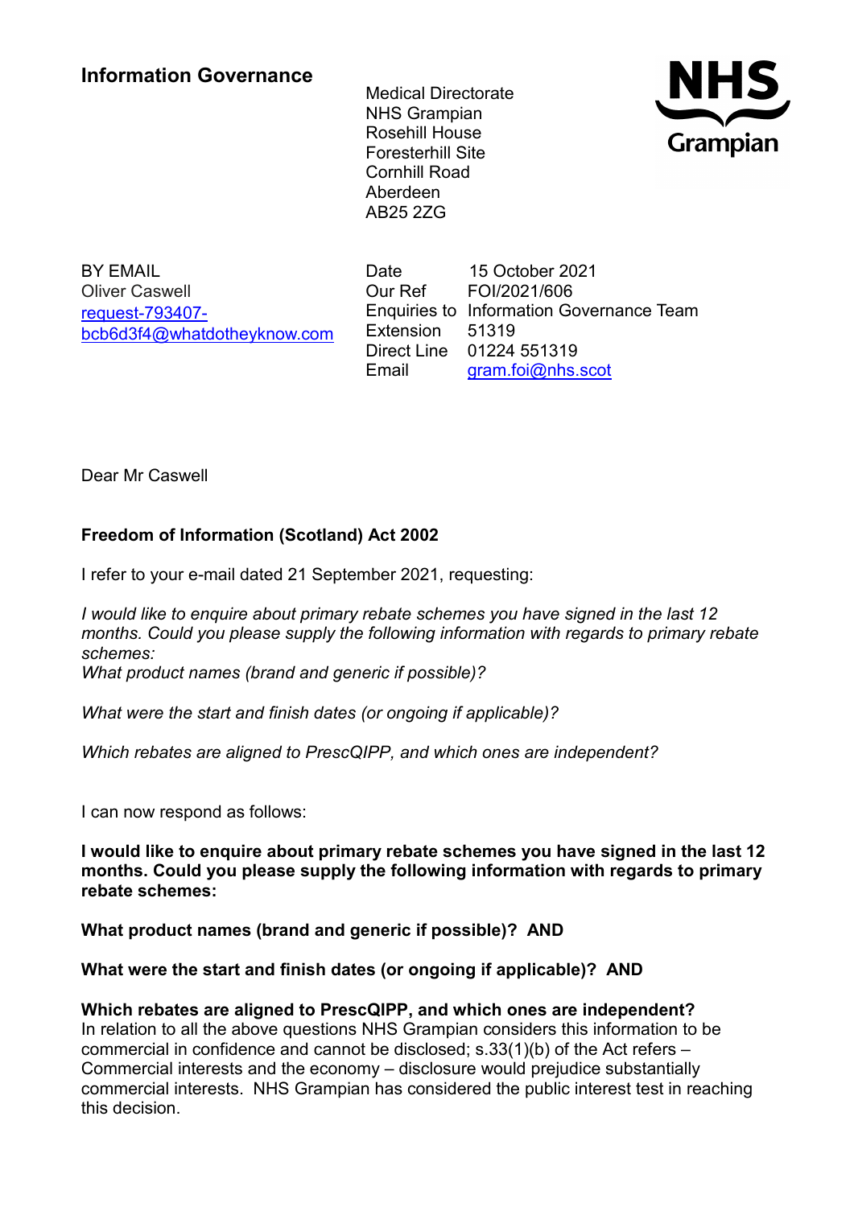## Information Governance

Medical Directorate
NHS Grampian
Rosehill House
Foresterhill Site
Cornhill Road
Aberdeen
AB25 2ZG

NHS Grampian

BY EMAIL
Oliver Caswell
request-793407-bcb6d3f4@whatdotheyknow.com

| | |
|---|---|
| Date | 15 October 2021 |
| Our Ref | FOI/2021/606 |
| Enquiries to | Information Governance Team |
| Extension | 51319 |
| Direct Line | 01224 551319 |
| Email | gram.foi@nhs.scot |

Dear Mr Caswell

**Freedom of Information (Scotland) Act 2002**

I refer to your e-mail dated 21 September 2021, requesting:

*I would like to enquire about primary rebate schemes you have signed in the last 12 months. Could you please supply the following information with regards to primary rebate schemes:*
*What product names (brand and generic if possible)?*

*What were the start and finish dates (or ongoing if applicable)?*

*Which rebates are aligned to PrescQIPP, and which ones are independent?*

I can now respond as follows:

**I would like to enquire about primary rebate schemes you have signed in the last 12 months. Could you please supply the following information with regards to primary rebate schemes:**

**What product names (brand and generic if possible)? AND**

**What were the start and finish dates (or ongoing if applicable)? AND**

**Which rebates are aligned to PrescQIPP, and which ones are independent?**
In relation to all the above questions NHS Grampian considers this information to be commercial in confidence and cannot be disclosed; s.33(1)(b) of the Act refers – Commercial interests and the economy – disclosure would prejudice substantially commercial interests. NHS Grampian has considered the public interest test in reaching this decision.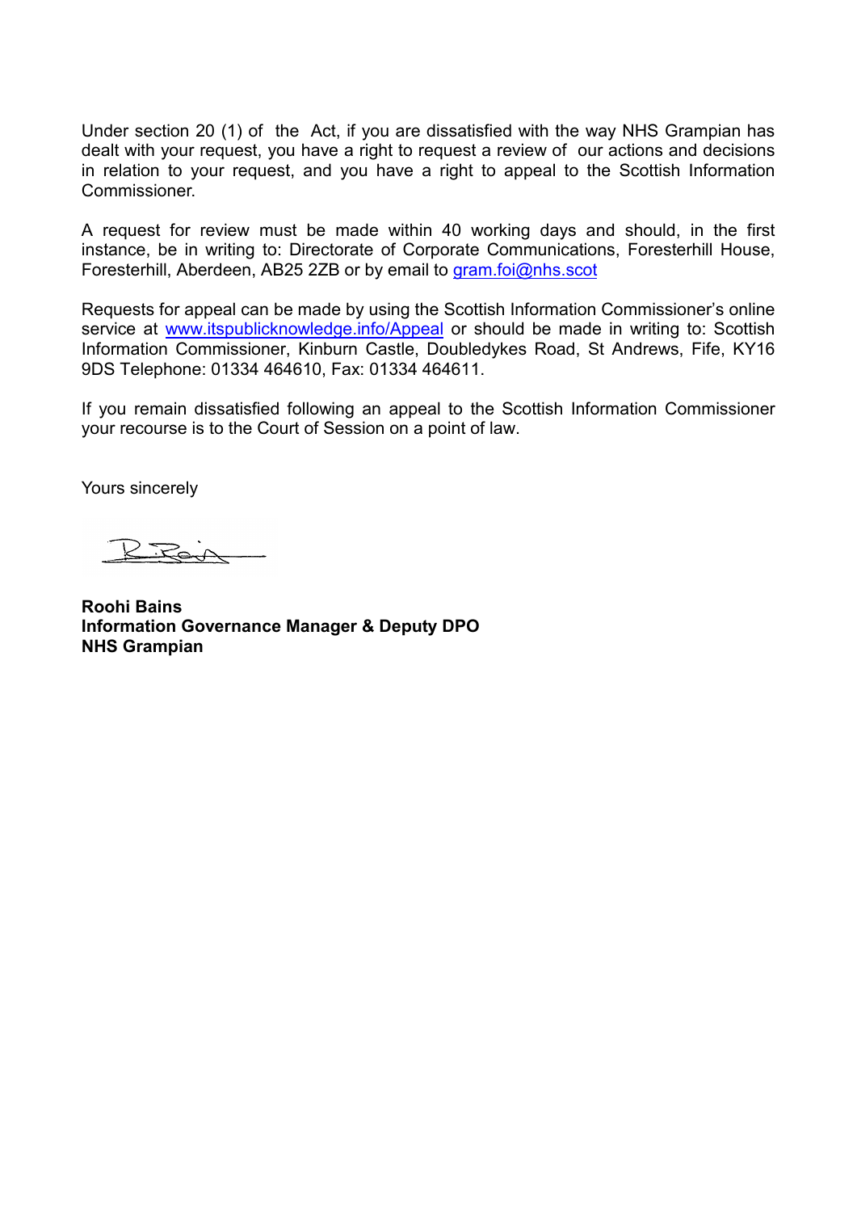Under section 20 (1) of the Act, if you are dissatisfied with the way NHS Grampian has dealt with your request, you have a right to request a review of our actions and decisions in relation to your request, and you have a right to appeal to the Scottish Information Commissioner.

A request for review must be made within 40 working days and should, in the first instance, be in writing to: Directorate of Corporate Communications, Foresterhill House, Foresterhill, Aberdeen, AB25 2ZB or by email to gram.foi@nhs.scot

Requests for appeal can be made by using the Scottish Information Commissioner's online service at www.itspublicknowledge.info/Appeal or should be made in writing to: Scottish Information Commissioner, Kinburn Castle, Doubledykes Road, St Andrews, Fife, KY16 9DS Telephone: 01334 464610, Fax: 01334 464611.

If you remain dissatisfied following an appeal to the Scottish Information Commissioner your recourse is to the Court of Session on a point of law.

Yours sincerely

**Roohi Bains**
**Information Governance Manager & Deputy DPO**
**NHS Grampian**